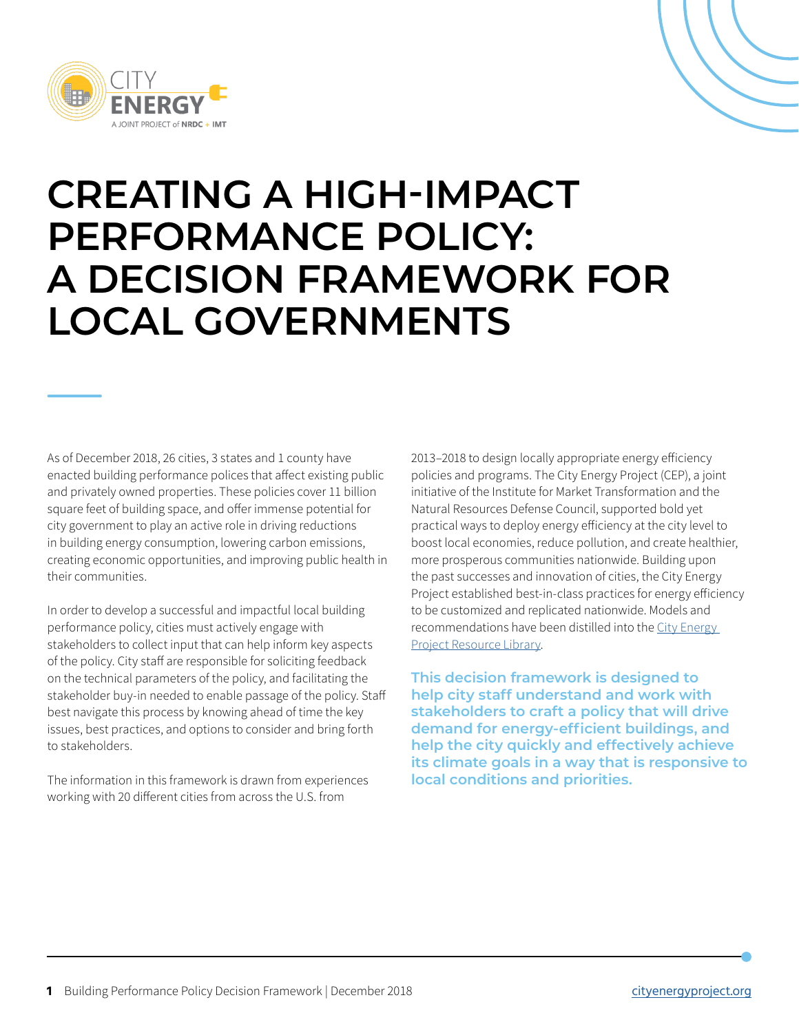# CREATING A HIGH-IMPACT PERFORMANCE POLICY: A DECISION FRAMEWORK FOR LOCAL GOVERNMENTS

As of December 2018, 26 cities, 3 states and 1 county have enacted building performance polices that affect existing public and privately owned properties. These policies cover 11 billion square feet of building space, and offer immense potential for city government to play an active role in driving reductions in building energy consumption, lowering carbon emissions, creating economic opportunities, and improving public health in their communities.

In order to develop a successful and impactful local building performance policy, cities must actively engage with stakeholders to collect input that can help inform key aspects of the policy. City staff are responsible for soliciting feedback on the technical parameters of the policy, and facilitating the stakeholder buy-in needed to enable passage of the policy. Staff best navigate this process by knowing ahead of time the key issues, best practices, and options to consider and bring forth to stakeholders.

The information in this framework is drawn from experiences working with 20 different cities from across the U.S. from 2013–2018 to design locally appropriate energy efficiency policies and programs. The City Energy Project (CEP), a joint initiative of the Institute for Market Transformation and the Natural Resources Defense Council, supported bold yet practical ways to deploy energy efficiency at the city level to boost local economies, reduce pollution, and create healthier, more prosperous communities nationwide. Building upon the past successes and innovation of cities, the City Energy Project established best-in-class practices for energy efficiency to be customized and replicated nationwide. Models and recommendations have been distilled into the City Energy Project Resource Library.

**This decision framework is designed to help city staff understand and work with stakeholders to craft a policy that will drive demand for energy-efficient buildings, and help the city quickly and effectively achieve its climate goals in a way that is responsive to local conditions and priorities.**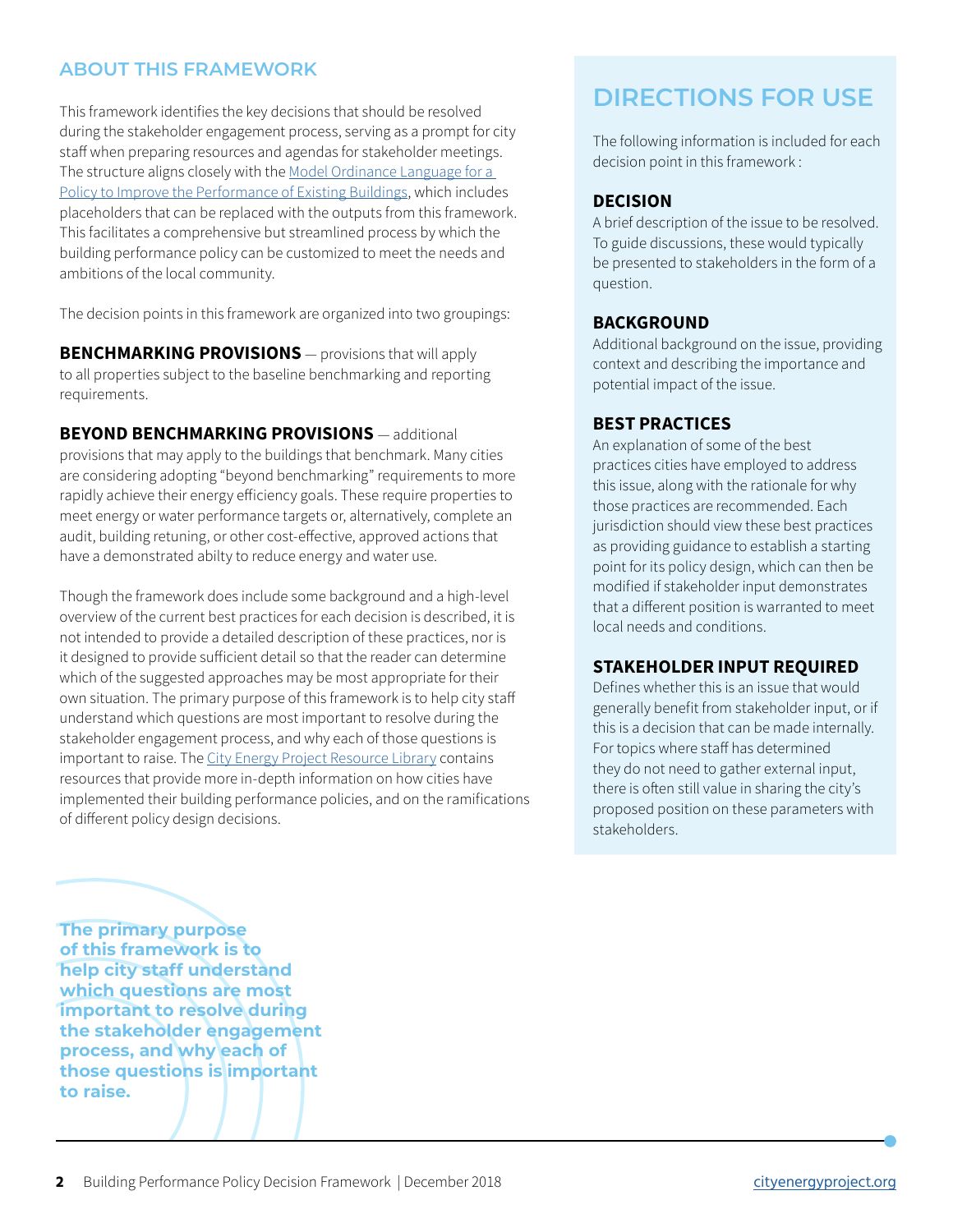## ABOUT THIS FRAMEWORK

This framework identifies the key decisions that should be resolved during the stakeholder engagement process, serving as a prompt for city staff when preparing resources and agendas for stakeholder meetings. The structure aligns closely with the Model Ordinance Language for a Policy to Improve the Performance of Existing Buildings, which includes placeholders that can be replaced with the outputs from this framework. This facilitates a comprehensive but streamlined process by which the building performance policy can be customized to meet the needs and ambitions of the local community.

The decision points in this framework are organized into two groupings:

**BENCHMARKING PROVISIONS** — provisions that will apply to all properties subject to the baseline benchmarking and reporting requirements.

**BEYOND BENCHMARKING PROVISIONS** — additional provisions that may apply to the buildings that benchmark. Many cities are considering adopting "beyond benchmarking" requirements to more rapidly achieve their energy efficiency goals. These require properties to meet energy or water performance targets or, alternatively, complete an audit, building retuning, or other cost-effective, approved actions that have a demonstrated abilty to reduce energy and water use.

Though the framework does include some background and a high-level overview of the current best practices for each decision is described, it is not intended to provide a detailed description of these practices, nor is it designed to provide sufficient detail so that the reader can determine which of the suggested approaches may be most appropriate for their own situation. The primary purpose of this framework is to help city staff understand which questions are most important to resolve during the stakeholder engagement process, and why each of those questions is important to raise. The City Energy Project Resource Library contains resources that provide more in-depth information on how cities have implemented their building performance policies, and on the ramifications of different policy design decisions.

**The primary purpose of this framework is to help city staff understand which questions are most important to resolve during the stakeholder engagement process, and why each of those questions is important to raise.**

## DIRECTIONS FOR USE

The following information is included for each decision point in this framework :

### DECISION

A brief description of the issue to be resolved. To guide discussions, these would typically be presented to stakeholders in the form of a question.

### BACKGROUND

Additional background on the issue, providing context and describing the importance and potential impact of the issue.

### BEST PRACTICES

An explanation of some of the best practices cities have employed to address this issue, along with the rationale for why those practices are recommended. Each jurisdiction should view these best practices as providing guidance to establish a starting point for its policy design, which can then be modified if stakeholder input demonstrates that a different position is warranted to meet local needs and conditions.

### STAKEHOLDER INPUT REQUIRED

Defines whether this is an issue that would generally benefit from stakeholder input, or if this is a decision that can be made internally. For topics where staff has determined they do not need to gather external input, there is often still value in sharing the city's proposed position on these parameters with stakeholders.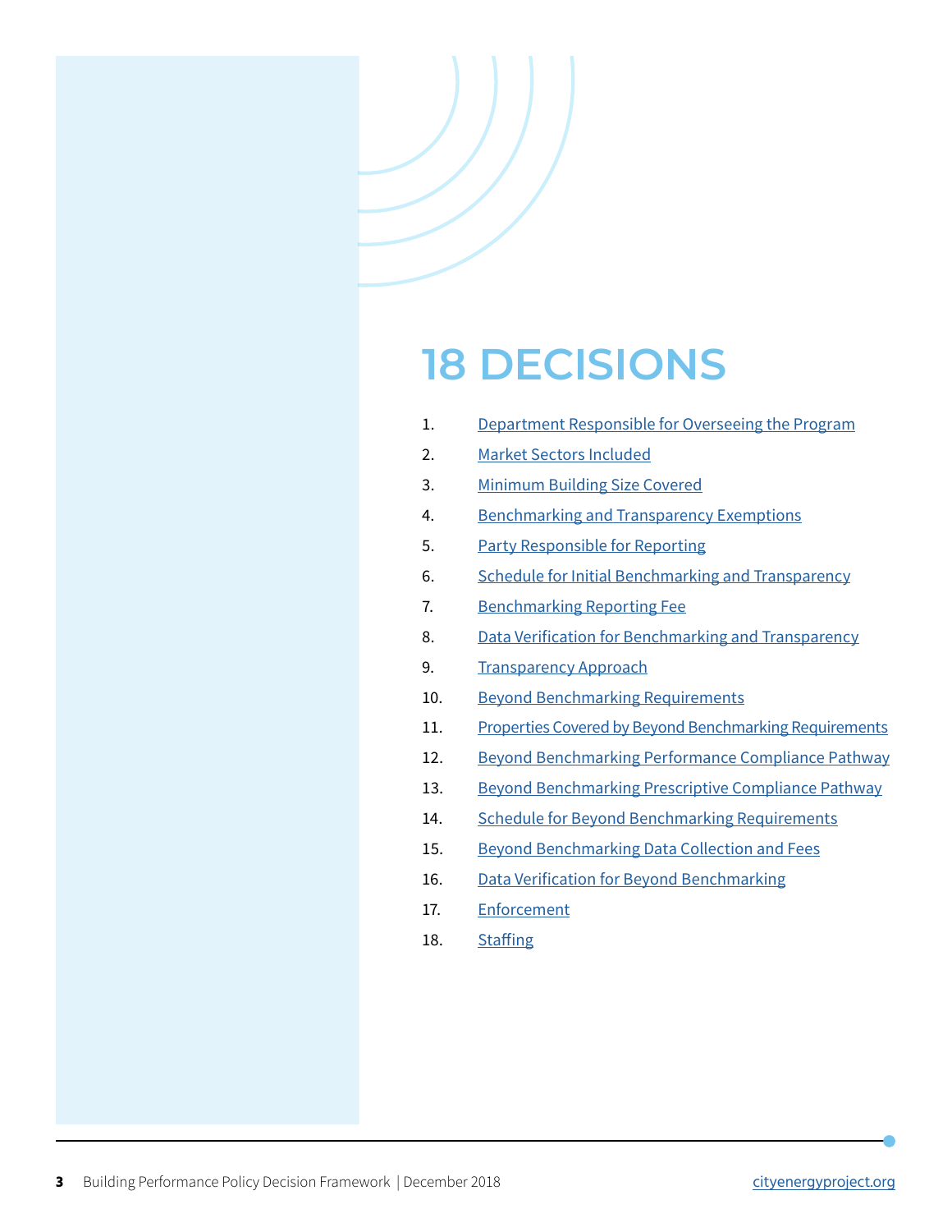# 18 DECISIONS

1. Department Responsible for Overseeing the Program
2. Market Sectors Included
3. Minimum Building Size Covered
4. Benchmarking and Transparency Exemptions
5. Party Responsible for Reporting
6. Schedule for Initial Benchmarking and Transparency
7. Benchmarking Reporting Fee
8. Data Verification for Benchmarking and Transparency
9. Transparency Approach
10. Beyond Benchmarking Requirements
11. Properties Covered by Beyond Benchmarking Requirements
12. Beyond Benchmarking Performance Compliance Pathway
13. Beyond Benchmarking Prescriptive Compliance Pathway
14. Schedule for Beyond Benchmarking Requirements
15. Beyond Benchmarking Data Collection and Fees
16. Data Verification for Beyond Benchmarking
17. Enforcement
18. Staffing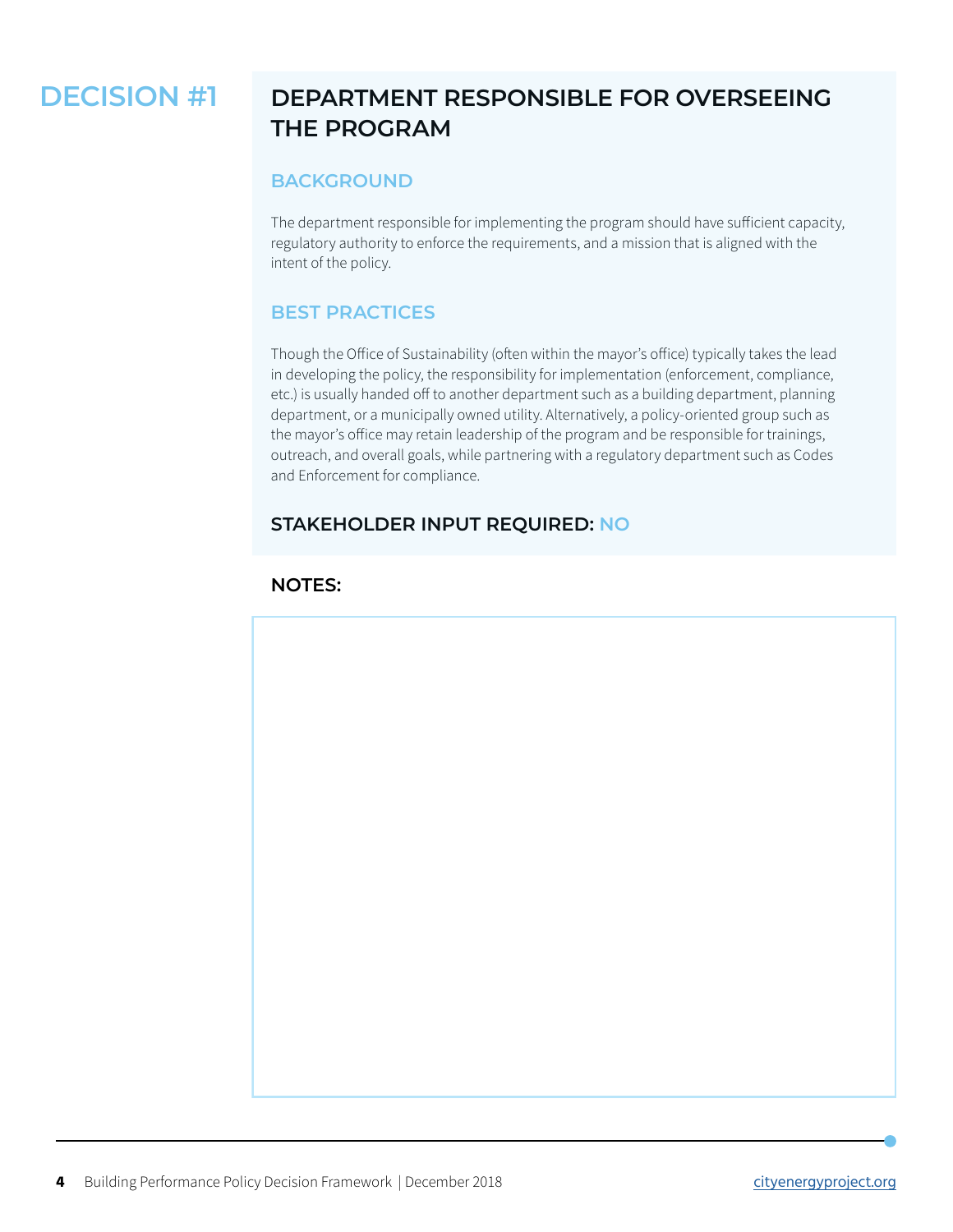# DECISION #1

## DEPARTMENT RESPONSIBLE FOR OVERSEEING THE PROGRAM

### BACKGROUND

The department responsible for implementing the program should have sufficient capacity, regulatory authority to enforce the requirements, and a mission that is aligned with the intent of the policy.

### BEST PRACTICES

Though the Office of Sustainability (often within the mayor's office) typically takes the lead in developing the policy, the responsibility for implementation (enforcement, compliance, etc.) is usually handed off to another department such as a building department, planning department, or a municipally owned utility. Alternatively, a policy-oriented group such as the mayor's office may retain leadership of the program and be responsible for trainings, outreach, and overall goals, while partnering with a regulatory department such as Codes and Enforcement for compliance.

**STAKEHOLDER INPUT REQUIRED: NO**

**NOTES:**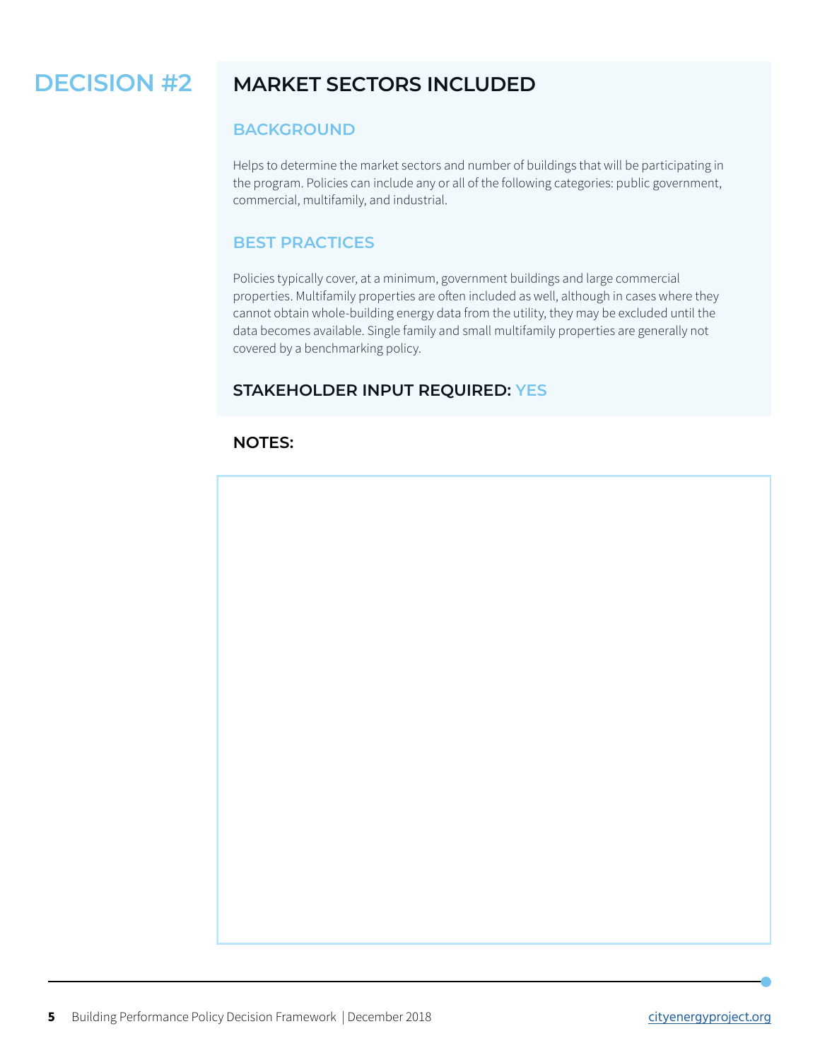# DECISION #2

## MARKET SECTORS INCLUDED

### BACKGROUND

Helps to determine the market sectors and number of buildings that will be participating in the program. Policies can include any or all of the following categories: public government, commercial, multifamily, and industrial.

### BEST PRACTICES

Policies typically cover, at a minimum, government buildings and large commercial properties. Multifamily properties are often included as well, although in cases where they cannot obtain whole-building energy data from the utility, they may be excluded until the data becomes available. Single family and small multifamily properties are generally not covered by a benchmarking policy.

### STAKEHOLDER INPUT REQUIRED: YES

### NOTES: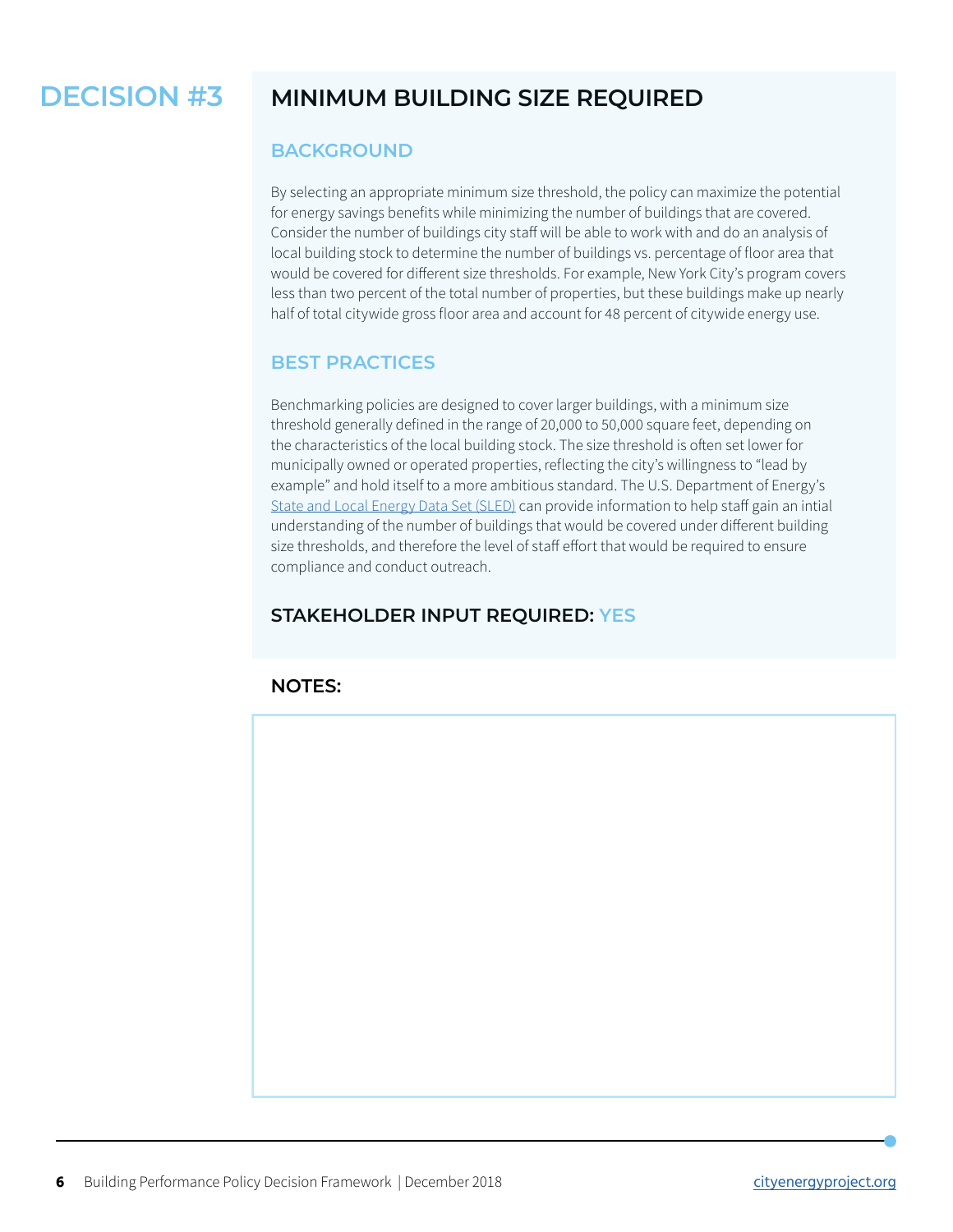# DECISION #3

## MINIMUM BUILDING SIZE REQUIRED

### BACKGROUND

By selecting an appropriate minimum size threshold, the policy can maximize the potential for energy savings benefits while minimizing the number of buildings that are covered. Consider the number of buildings city staff will be able to work with and do an analysis of local building stock to determine the number of buildings vs. percentage of floor area that would be covered for different size thresholds. For example, New York City's program covers less than two percent of the total number of properties, but these buildings make up nearly half of total citywide gross floor area and account for 48 percent of citywide energy use.

### BEST PRACTICES

Benchmarking policies are designed to cover larger buildings, with a minimum size threshold generally defined in the range of 20,000 to 50,000 square feet, depending on the characteristics of the local building stock. The size threshold is often set lower for municipally owned or operated properties, reflecting the city's willingness to "lead by example" and hold itself to a more ambitious standard. The U.S. Department of Energy's State and Local Energy Data Set (SLED) can provide information to help staff gain an intial understanding of the number of buildings that would be covered under different building size thresholds, and therefore the level of staff effort that would be required to ensure compliance and conduct outreach.

### STAKEHOLDER INPUT REQUIRED: YES

### NOTES: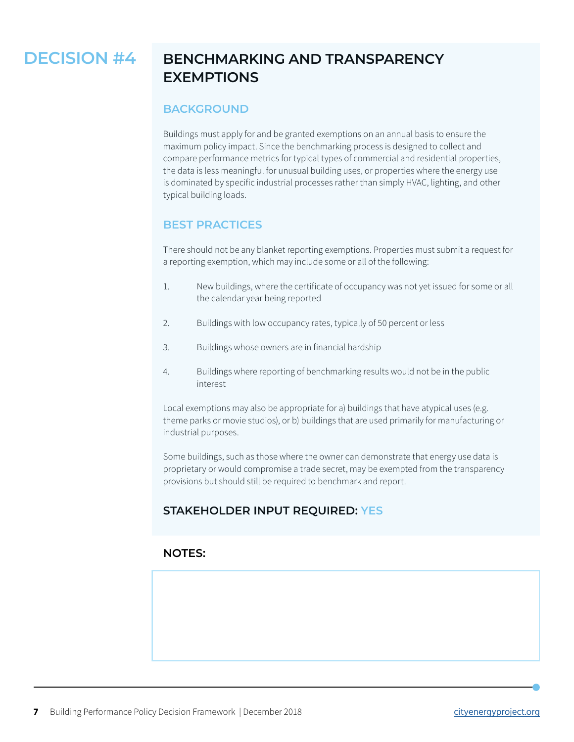# DECISION #4

## BENCHMARKING AND TRANSPARENCY EXEMPTIONS

### BACKGROUND

Buildings must apply for and be granted exemptions on an annual basis to ensure the maximum policy impact. Since the benchmarking process is designed to collect and compare performance metrics for typical types of commercial and residential properties, the data is less meaningful for unusual building uses, or properties where the energy use is dominated by specific industrial processes rather than simply HVAC, lighting, and other typical building loads.

### BEST PRACTICES

There should not be any blanket reporting exemptions. Properties must submit a request for a reporting exemption, which may include some or all of the following:

1. New buildings, where the certificate of occupancy was not yet issued for some or all the calendar year being reported
2. Buildings with low occupancy rates, typically of 50 percent or less
3. Buildings whose owners are in financial hardship
4. Buildings where reporting of benchmarking results would not be in the public interest

Local exemptions may also be appropriate for a) buildings that have atypical uses (e.g. theme parks or movie studios), or b) buildings that are used primarily for manufacturing or industrial purposes.

Some buildings, such as those where the owner can demonstrate that energy use data is proprietary or would compromise a trade secret, may be exempted from the transparency provisions but should still be required to benchmark and report.

### STAKEHOLDER INPUT REQUIRED: YES

### NOTES: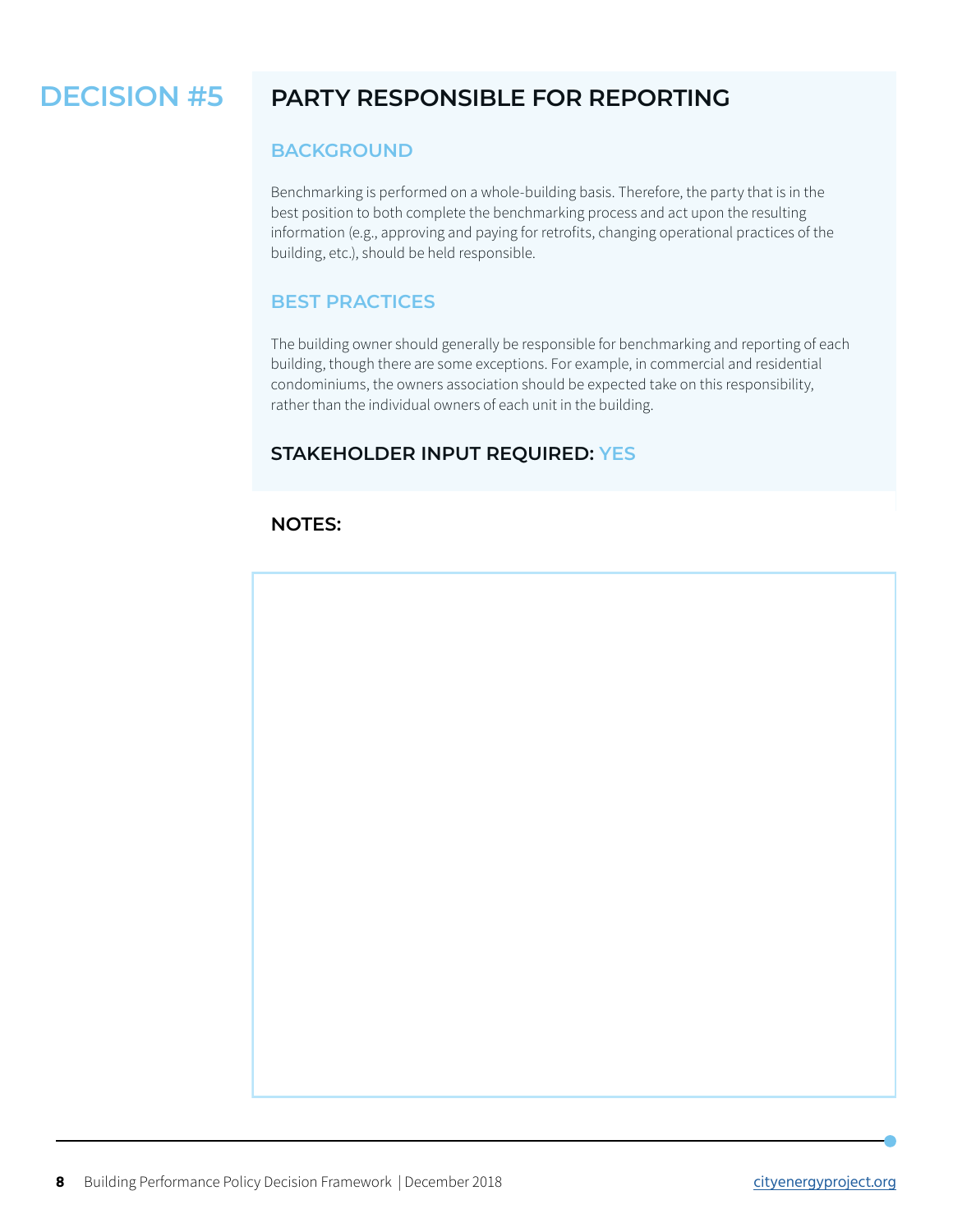# DECISION #5

## PARTY RESPONSIBLE FOR REPORTING

### BACKGROUND

Benchmarking is performed on a whole-building basis. Therefore, the party that is in the best position to both complete the benchmarking process and act upon the resulting information (e.g., approving and paying for retrofits, changing operational practices of the building, etc.), should be held responsible.

### BEST PRACTICES

The building owner should generally be responsible for benchmarking and reporting of each building, though there are some exceptions. For example, in commercial and residential condominiums, the owners association should be expected take on this responsibility, rather than the individual owners of each unit in the building.

**STAKEHOLDER INPUT REQUIRED: YES**

**NOTES:**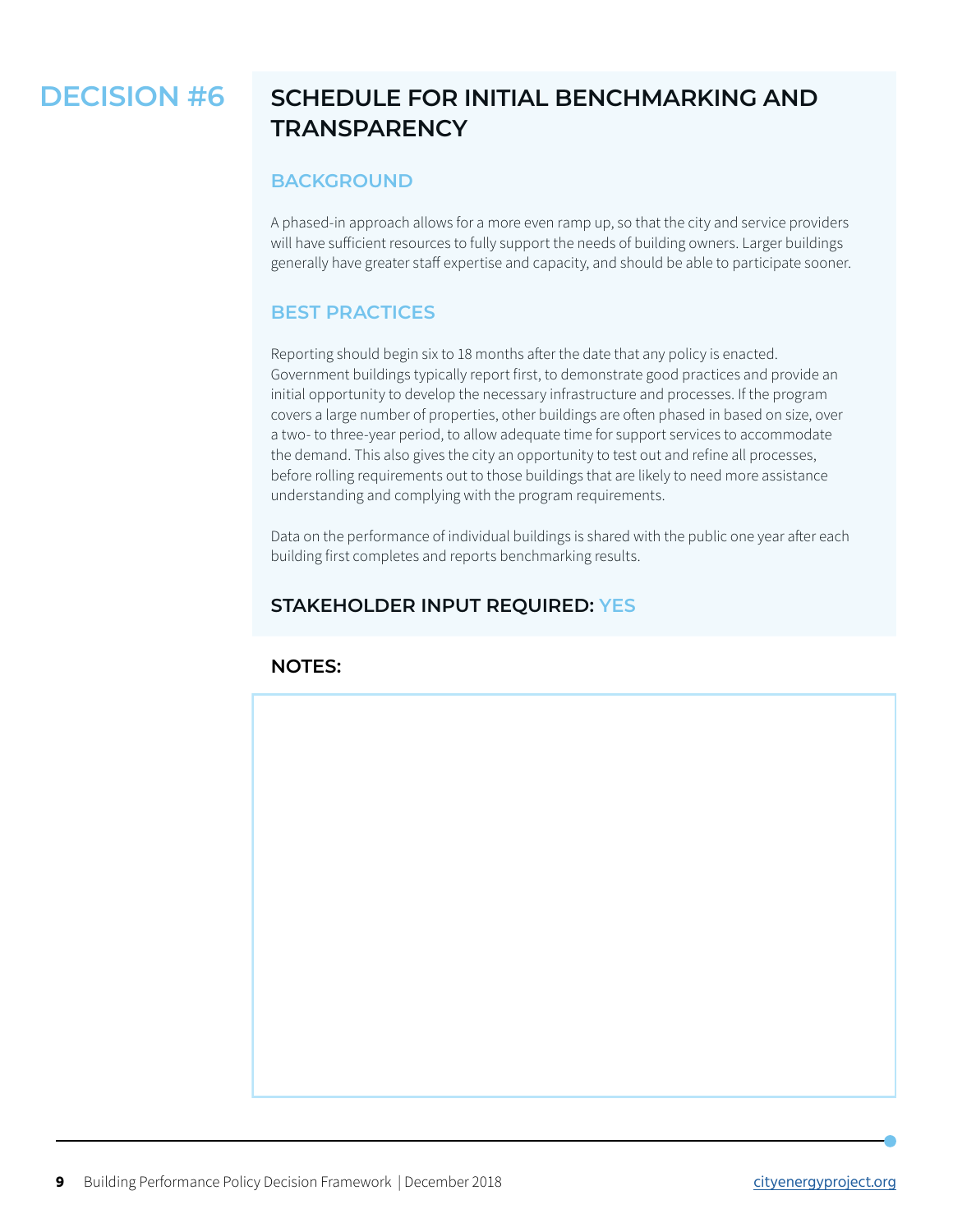# DECISION #6

## SCHEDULE FOR INITIAL BENCHMARKING AND TRANSPARENCY

### BACKGROUND

A phased-in approach allows for a more even ramp up, so that the city and service providers will have sufficient resources to fully support the needs of building owners. Larger buildings generally have greater staff expertise and capacity, and should be able to participate sooner.

### BEST PRACTICES

Reporting should begin six to 18 months after the date that any policy is enacted. Government buildings typically report first, to demonstrate good practices and provide an initial opportunity to develop the necessary infrastructure and processes. If the program covers a large number of properties, other buildings are often phased in based on size, over a two- to three-year period, to allow adequate time for support services to accommodate the demand. This also gives the city an opportunity to test out and refine all processes, before rolling requirements out to those buildings that are likely to need more assistance understanding and complying with the program requirements.

Data on the performance of individual buildings is shared with the public one year after each building first completes and reports benchmarking results.

### STAKEHOLDER INPUT REQUIRED: YES

### NOTES: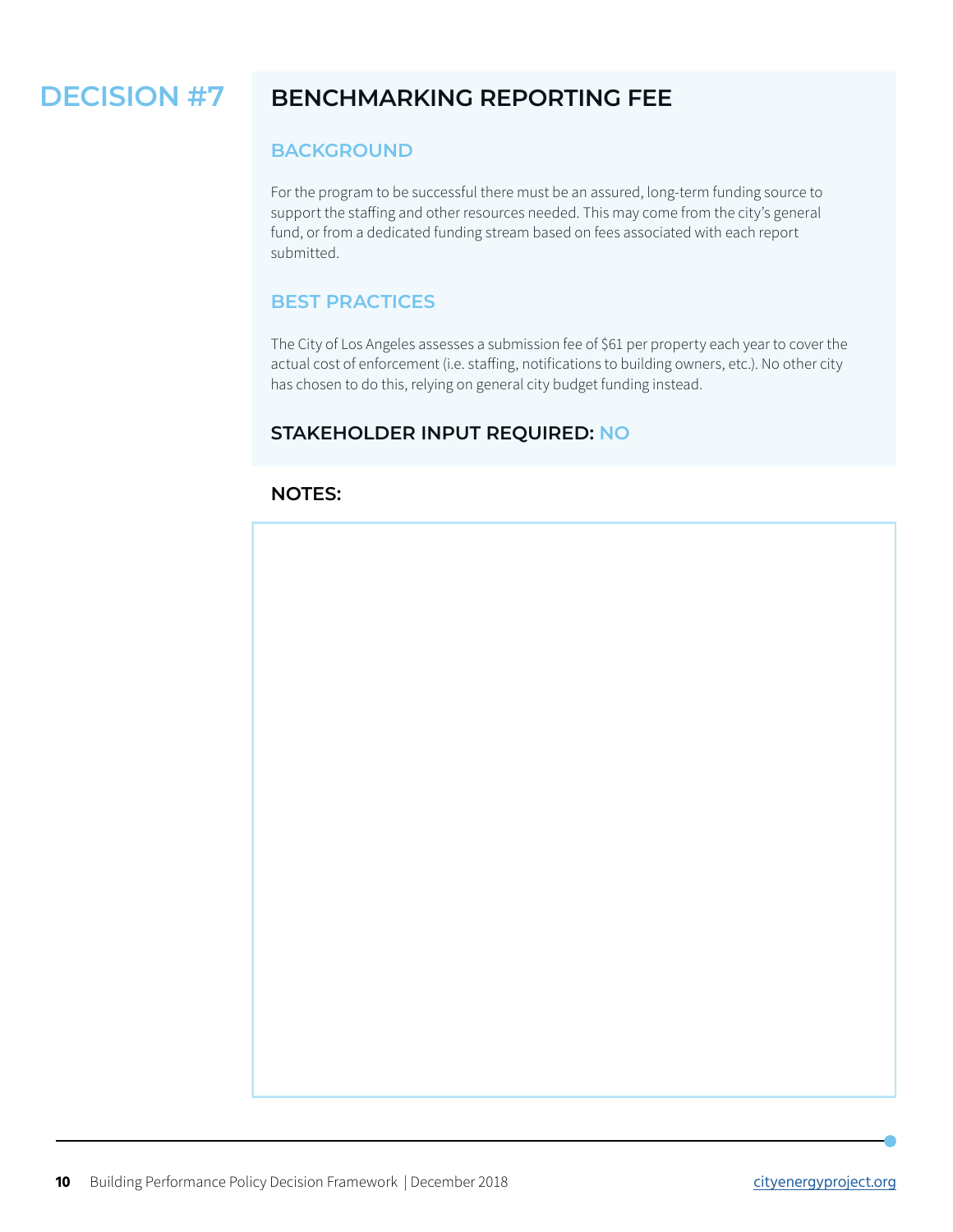# DECISION #7

## BENCHMARKING REPORTING FEE

### BACKGROUND

For the program to be successful there must be an assured, long-term funding source to support the staffing and other resources needed. This may come from the city's general fund, or from a dedicated funding stream based on fees associated with each report submitted.

### BEST PRACTICES

The City of Los Angeles assesses a submission fee of $61 per property each year to cover the actual cost of enforcement (i.e. staffing, notifications to building owners, etc.). No other city has chosen to do this, relying on general city budget funding instead.

### STAKEHOLDER INPUT REQUIRED: NO

### NOTES: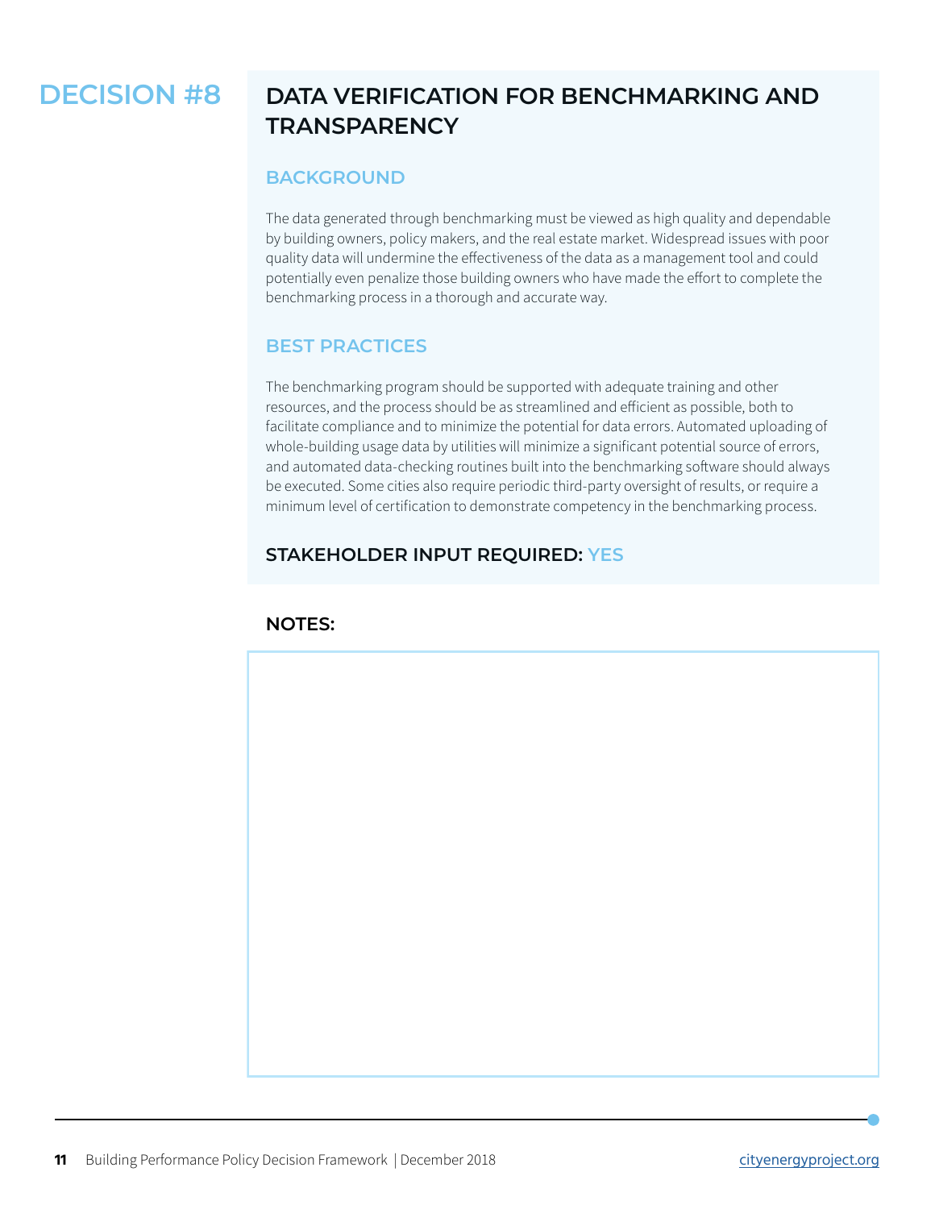# DECISION #8

## DATA VERIFICATION FOR BENCHMARKING AND TRANSPARENCY

### BACKGROUND

The data generated through benchmarking must be viewed as high quality and dependable by building owners, policy makers, and the real estate market. Widespread issues with poor quality data will undermine the effectiveness of the data as a management tool and could potentially even penalize those building owners who have made the effort to complete the benchmarking process in a thorough and accurate way.

### BEST PRACTICES

The benchmarking program should be supported with adequate training and other resources, and the process should be as streamlined and efficient as possible, both to facilitate compliance and to minimize the potential for data errors. Automated uploading of whole-building usage data by utilities will minimize a significant potential source of errors, and automated data-checking routines built into the benchmarking software should always be executed. Some cities also require periodic third-party oversight of results, or require a minimum level of certification to demonstrate competency in the benchmarking process.

### STAKEHOLDER INPUT REQUIRED: YES

### NOTES: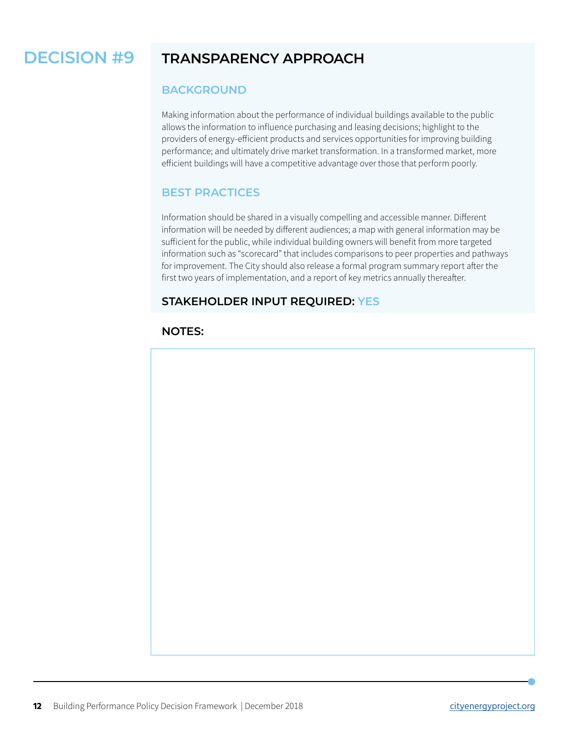# DECISION #9

## TRANSPARENCY APPROACH

### BACKGROUND

Making information about the performance of individual buildings available to the public allows the information to influence purchasing and leasing decisions; highlight to the providers of energy-efficient products and services opportunities for improving building performance; and ultimately drive market transformation. In a transformed market, more efficient buildings will have a competitive advantage over those that perform poorly.

### BEST PRACTICES

Information should be shared in a visually compelling and accessible manner. Different information will be needed by different audiences; a map with general information may be sufficient for the public, while individual building owners will benefit from more targeted information such as "scorecard" that includes comparisons to peer properties and pathways for improvement. The City should also release a formal program summary report after the first two years of implementation, and a report of key metrics annually thereafter.

### STAKEHOLDER INPUT REQUIRED: YES

### NOTES: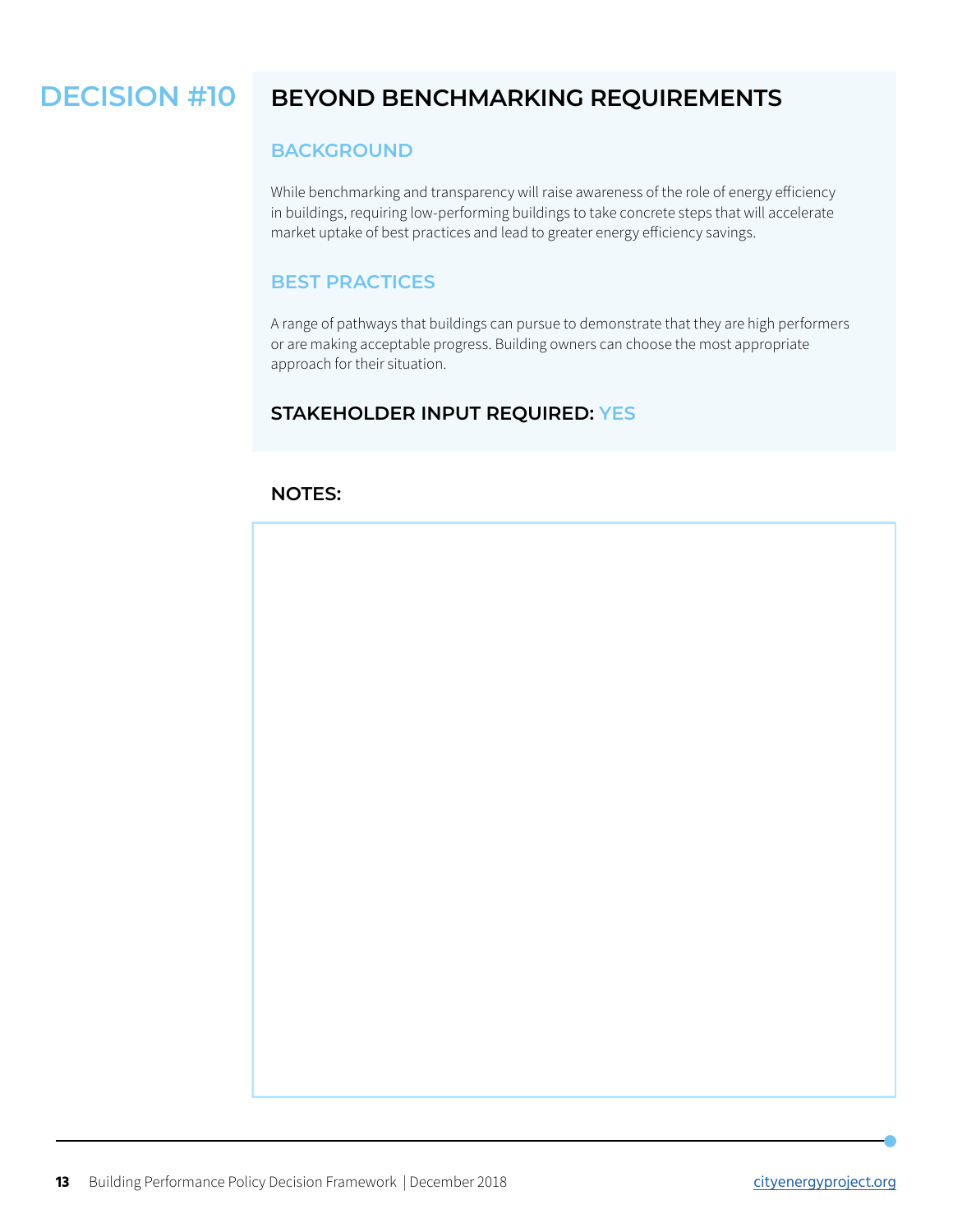# DECISION #10

## BEYOND BENCHMARKING REQUIREMENTS

### BACKGROUND

While benchmarking and transparency will raise awareness of the role of energy efficiency in buildings, requiring low-performing buildings to take concrete steps that will accelerate market uptake of best practices and lead to greater energy efficiency savings.

### BEST PRACTICES

A range of pathways that buildings can pursue to demonstrate that they are high performers or are making acceptable progress. Building owners can choose the most appropriate approach for their situation.

**STAKEHOLDER INPUT REQUIRED: YES**

**NOTES:**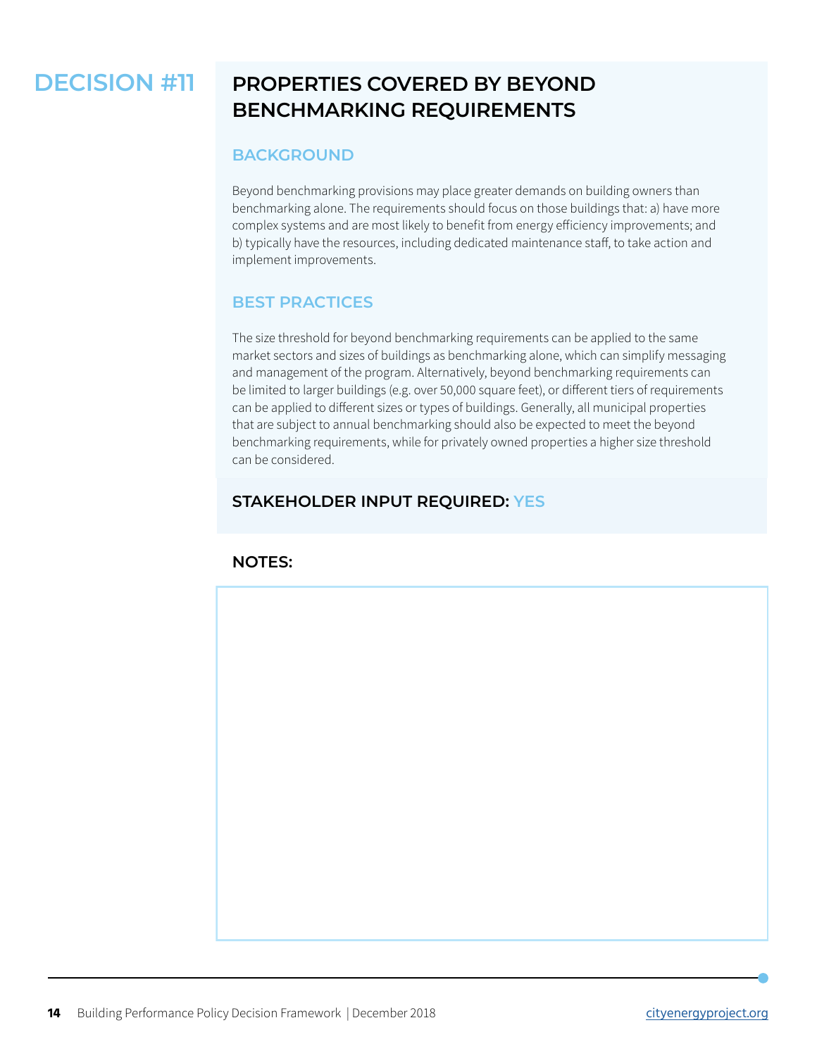# DECISION #11

## PROPERTIES COVERED BY BEYOND BENCHMARKING REQUIREMENTS

### BACKGROUND

Beyond benchmarking provisions may place greater demands on building owners than benchmarking alone. The requirements should focus on those buildings that: a) have more complex systems and are most likely to benefit from energy efficiency improvements; and b) typically have the resources, including dedicated maintenance staff, to take action and implement improvements.

### BEST PRACTICES

The size threshold for beyond benchmarking requirements can be applied to the same market sectors and sizes of buildings as benchmarking alone, which can simplify messaging and management of the program. Alternatively, beyond benchmarking requirements can be limited to larger buildings (e.g. over 50,000 square feet), or different tiers of requirements can be applied to different sizes or types of buildings. Generally, all municipal properties that are subject to annual benchmarking should also be expected to meet the beyond benchmarking requirements, while for privately owned properties a higher size threshold can be considered.

### STAKEHOLDER INPUT REQUIRED: YES

### NOTES: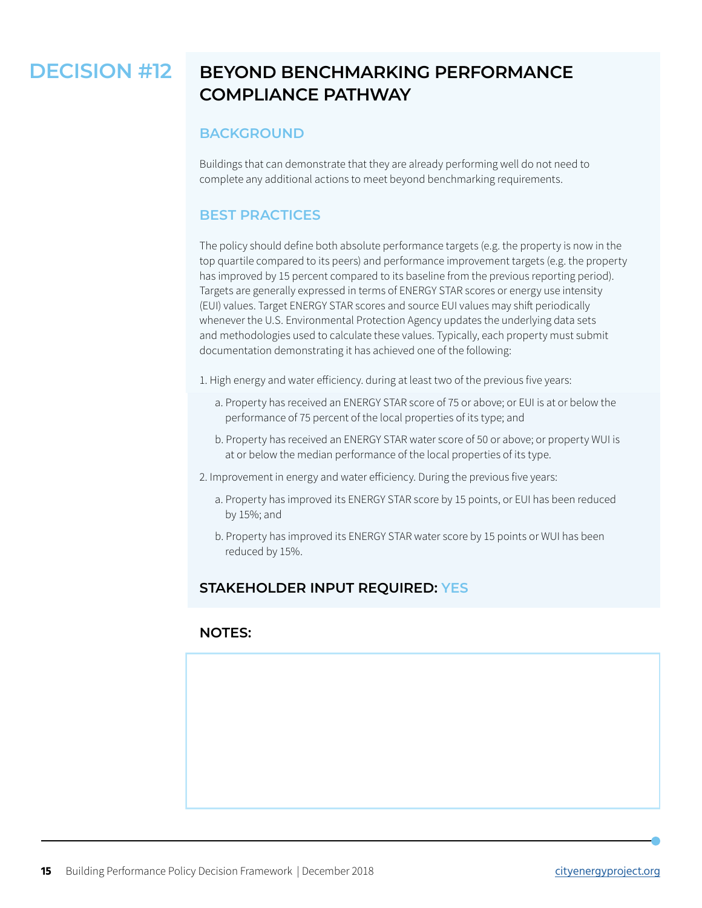# DECISION #12

## BEYOND BENCHMARKING PERFORMANCE COMPLIANCE PATHWAY

### BACKGROUND

Buildings that can demonstrate that they are already performing well do not need to complete any additional actions to meet beyond benchmarking requirements.

### BEST PRACTICES

The policy should define both absolute performance targets (e.g. the property is now in the top quartile compared to its peers) and performance improvement targets (e.g. the property has improved by 15 percent compared to its baseline from the previous reporting period). Targets are generally expressed in terms of ENERGY STAR scores or energy use intensity (EUI) values. Target ENERGY STAR scores and source EUI values may shift periodically whenever the U.S. Environmental Protection Agency updates the underlying data sets and methodologies used to calculate these values. Typically, each property must submit documentation demonstrating it has achieved one of the following:

1. High energy and water efficiency. during at least two of the previous five years:
   a. Property has received an ENERGY STAR score of 75 or above; or EUI is at or below the performance of 75 percent of the local properties of its type; and
   b. Property has received an ENERGY STAR water score of 50 or above; or property WUI is at or below the median performance of the local properties of its type.
2. Improvement in energy and water efficiency. During the previous five years:
   a. Property has improved its ENERGY STAR score by 15 points, or EUI has been reduced by 15%; and
   b. Property has improved its ENERGY STAR water score by 15 points or WUI has been reduced by 15%.

**STAKEHOLDER INPUT REQUIRED: YES**

**NOTES:**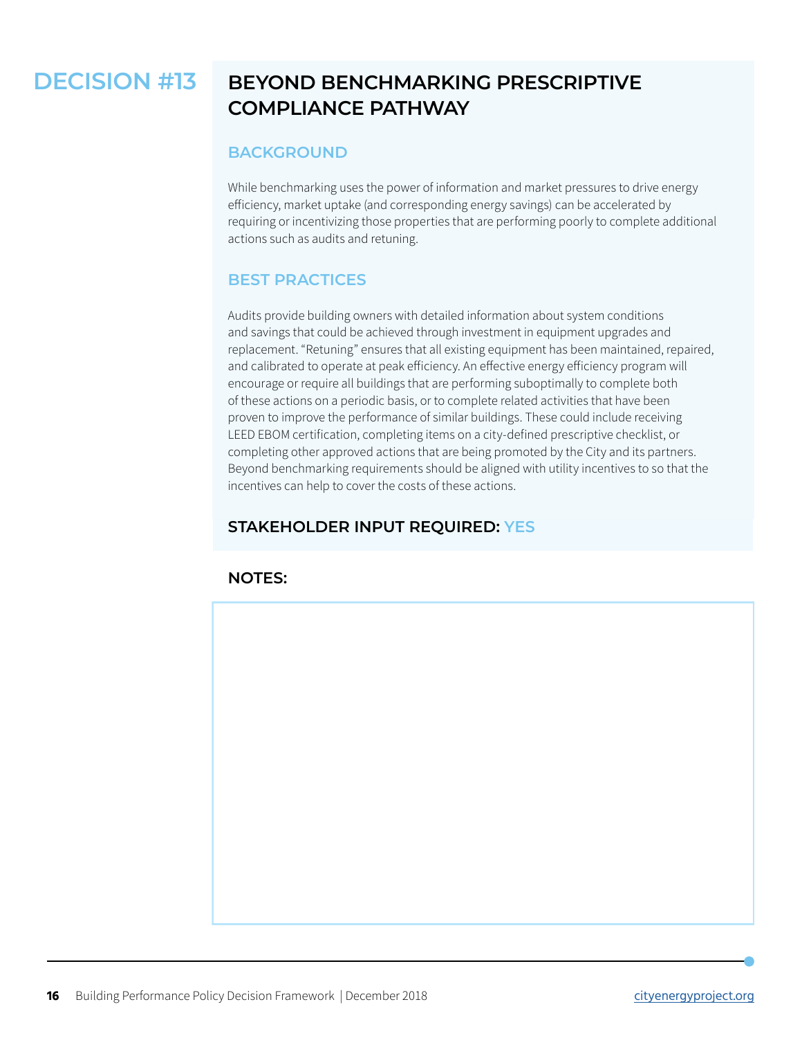# DECISION #13

## BEYOND BENCHMARKING PRESCRIPTIVE COMPLIANCE PATHWAY

### BACKGROUND

While benchmarking uses the power of information and market pressures to drive energy efficiency, market uptake (and corresponding energy savings) can be accelerated by requiring or incentivizing those properties that are performing poorly to complete additional actions such as audits and retuning.

### BEST PRACTICES

Audits provide building owners with detailed information about system conditions and savings that could be achieved through investment in equipment upgrades and replacement. "Retuning" ensures that all existing equipment has been maintained, repaired, and calibrated to operate at peak efficiency. An effective energy efficiency program will encourage or require all buildings that are performing suboptimally to complete both of these actions on a periodic basis, or to complete related activities that have been proven to improve the performance of similar buildings. These could include receiving LEED EBOM certification, completing items on a city-defined prescriptive checklist, or completing other approved actions that are being promoted by the City and its partners. Beyond benchmarking requirements should be aligned with utility incentives to so that the incentives can help to cover the costs of these actions.

### STAKEHOLDER INPUT REQUIRED: YES

### NOTES: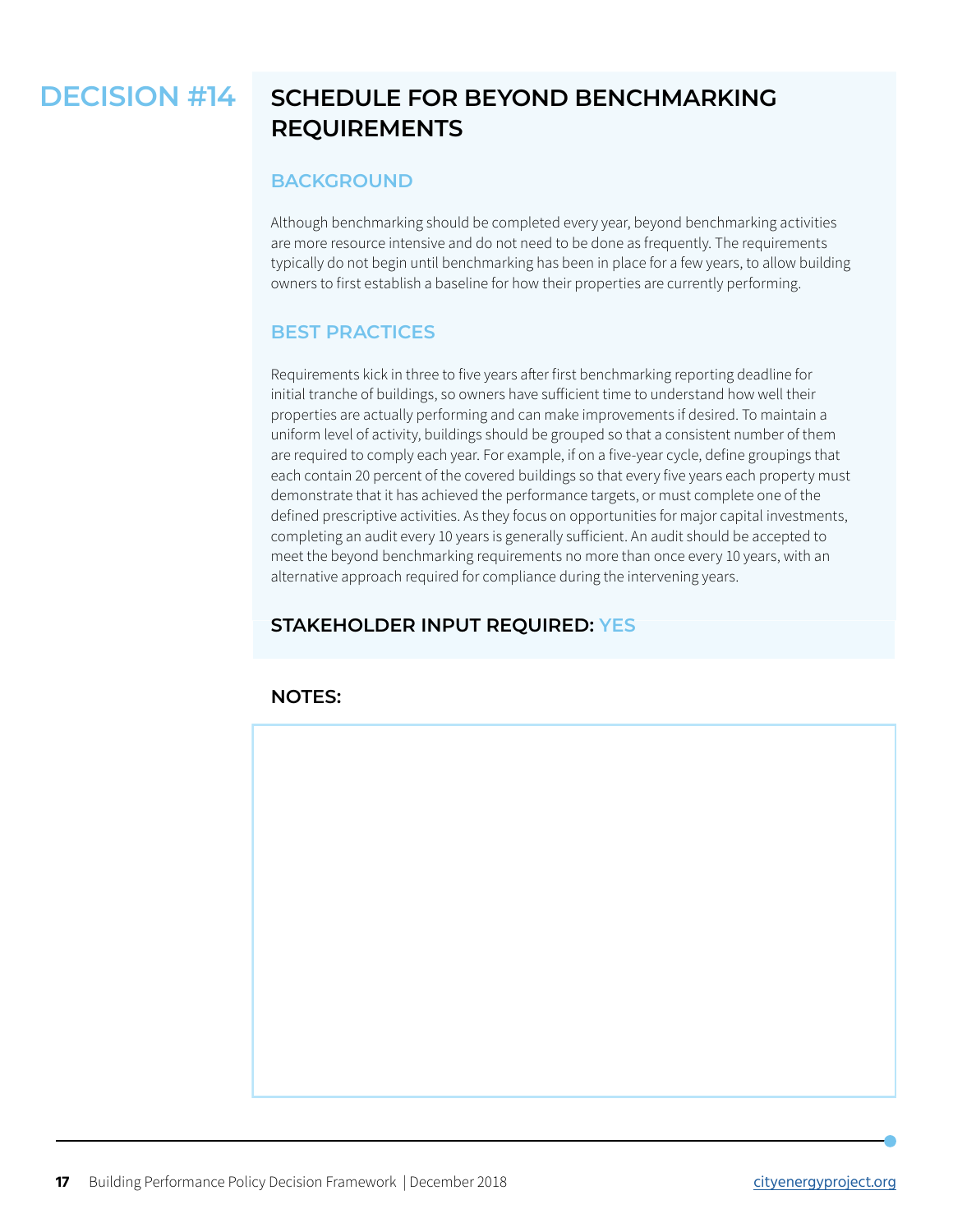# DECISION #14

## SCHEDULE FOR BEYOND BENCHMARKING REQUIREMENTS

### BACKGROUND

Although benchmarking should be completed every year, beyond benchmarking activities are more resource intensive and do not need to be done as frequently. The requirements typically do not begin until benchmarking has been in place for a few years, to allow building owners to first establish a baseline for how their properties are currently performing.

### BEST PRACTICES

Requirements kick in three to five years after first benchmarking reporting deadline for initial tranche of buildings, so owners have sufficient time to understand how well their properties are actually performing and can make improvements if desired. To maintain a uniform level of activity, buildings should be grouped so that a consistent number of them are required to comply each year. For example, if on a five-year cycle, define groupings that each contain 20 percent of the covered buildings so that every five years each property must demonstrate that it has achieved the performance targets, or must complete one of the defined prescriptive activities. As they focus on opportunities for major capital investments, completing an audit every 10 years is generally sufficient. An audit should be accepted to meet the beyond benchmarking requirements no more than once every 10 years, with an alternative approach required for compliance during the intervening years.

**STAKEHOLDER INPUT REQUIRED: YES**

**NOTES:**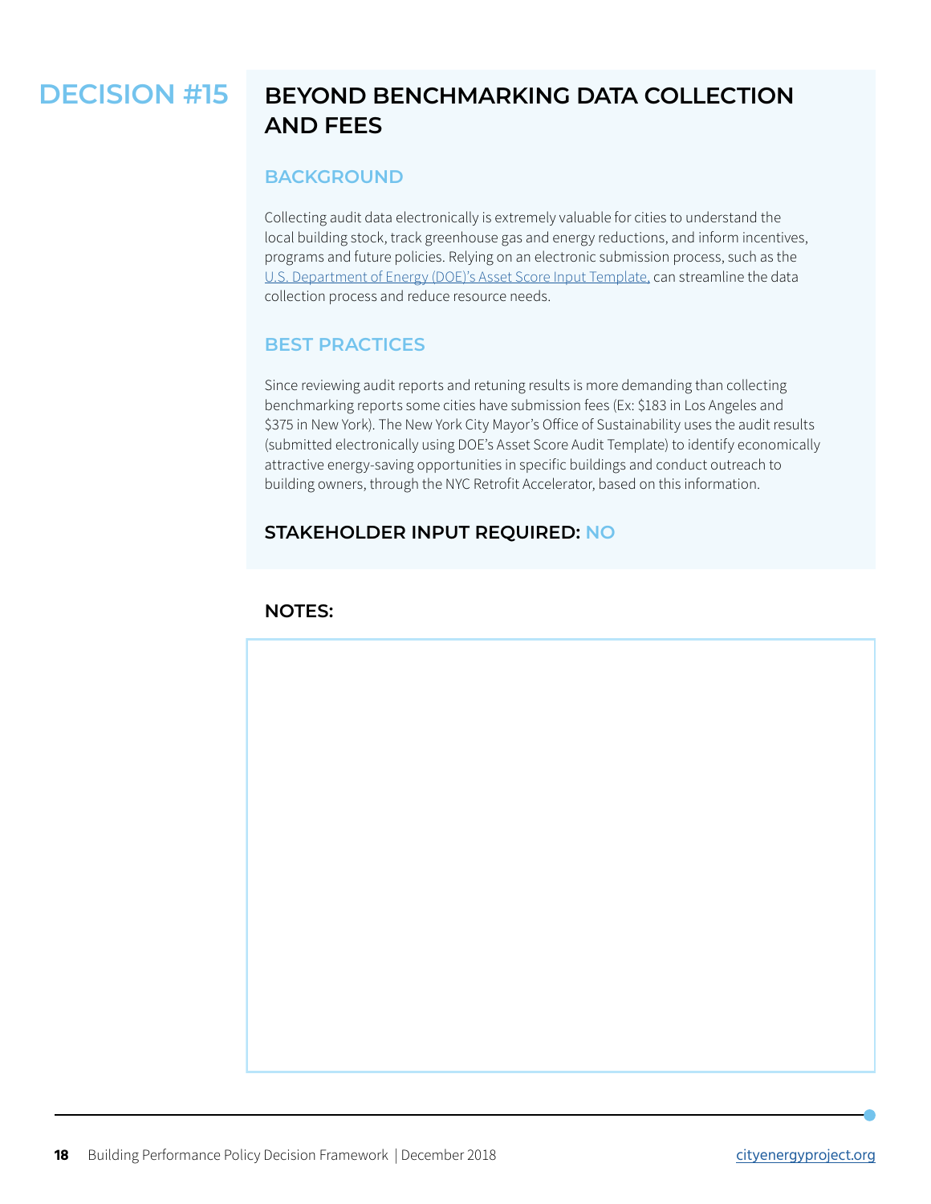# DECISION #15

## BEYOND BENCHMARKING DATA COLLECTION AND FEES

### BACKGROUND

Collecting audit data electronically is extremely valuable for cities to understand the local building stock, track greenhouse gas and energy reductions, and inform incentives, programs and future policies. Relying on an electronic submission process, such as the U.S. Department of Energy (DOE)'s Asset Score Input Template, can streamline the data collection process and reduce resource needs.

### BEST PRACTICES

Since reviewing audit reports and retuning results is more demanding than collecting benchmarking reports some cities have submission fees (Ex: $183 in Los Angeles and $375 in New York). The New York City Mayor's Office of Sustainability uses the audit results (submitted electronically using DOE's Asset Score Audit Template) to identify economically attractive energy-saving opportunities in specific buildings and conduct outreach to building owners, through the NYC Retrofit Accelerator, based on this information.

### STAKEHOLDER INPUT REQUIRED: NO

**NOTES:**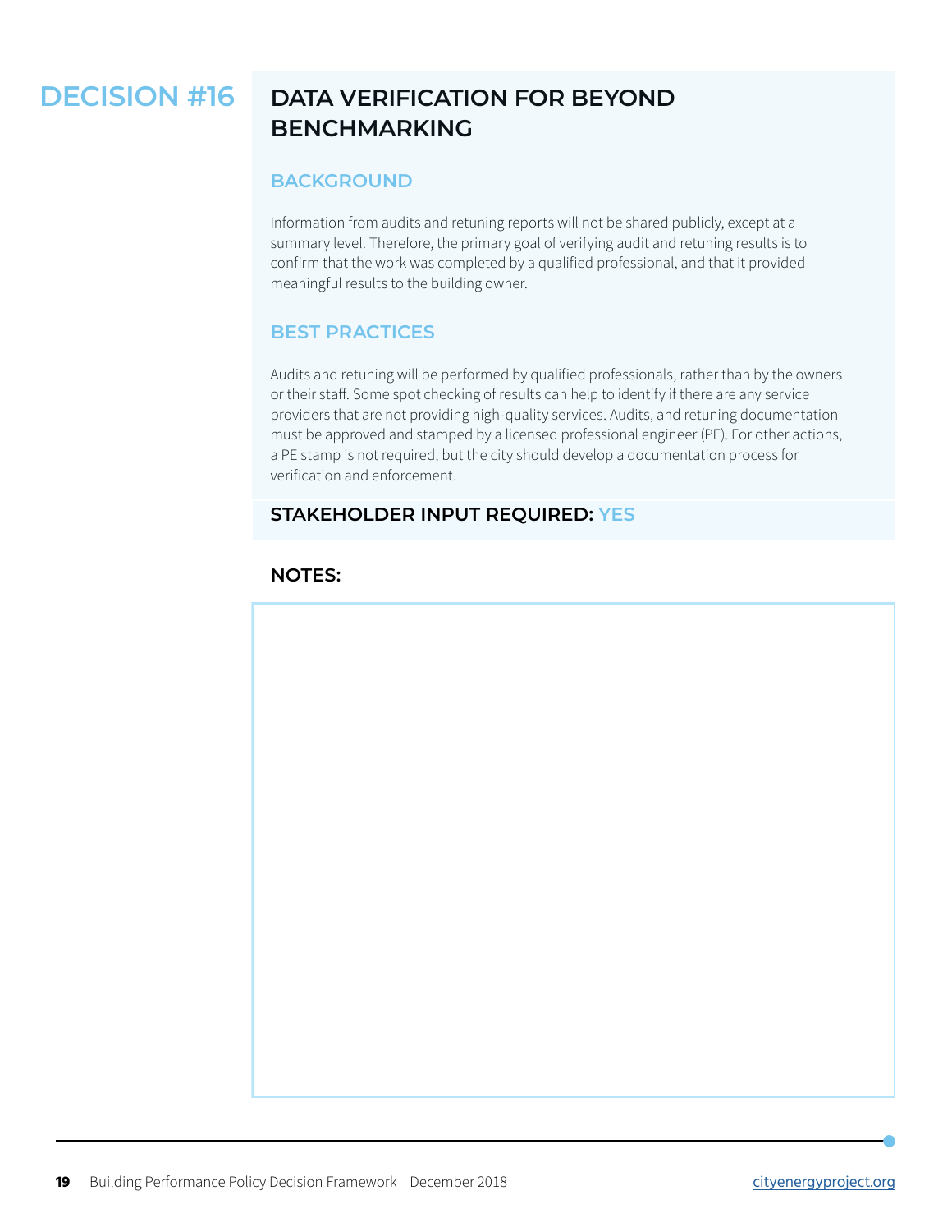# DECISION #16

## DATA VERIFICATION FOR BEYOND BENCHMARKING

### BACKGROUND

Information from audits and retuning reports will not be shared publicly, except at a summary level. Therefore, the primary goal of verifying audit and retuning results is to confirm that the work was completed by a qualified professional, and that it provided meaningful results to the building owner.

### BEST PRACTICES

Audits and retuning will be performed by qualified professionals, rather than by the owners or their staff. Some spot checking of results can help to identify if there are any service providers that are not providing high-quality services. Audits, and retuning documentation must be approved and stamped by a licensed professional engineer (PE). For other actions, a PE stamp is not required, but the city should develop a documentation process for verification and enforcement.

**STAKEHOLDER INPUT REQUIRED: YES**

**NOTES:**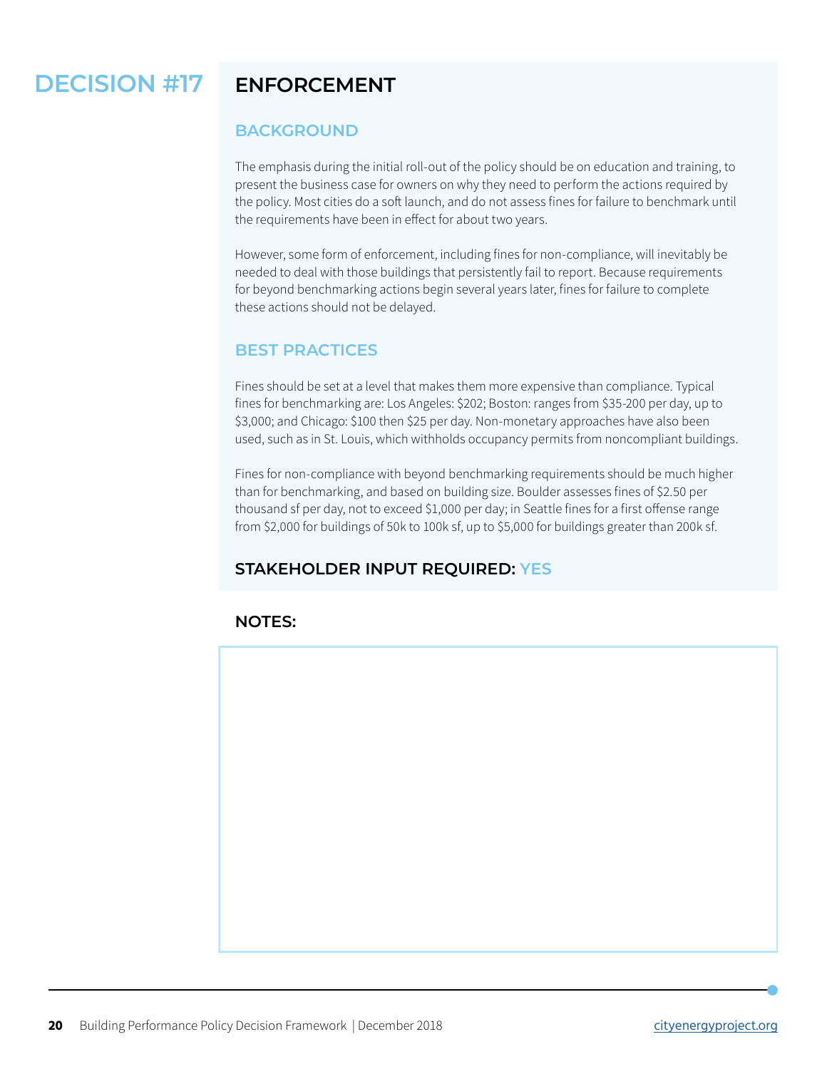# DECISION #17 ENFORCEMENT

## BACKGROUND

The emphasis during the initial roll-out of the policy should be on education and training, to present the business case for owners on why they need to perform the actions required by the policy. Most cities do a soft launch, and do not assess fines for failure to benchmark until the requirements have been in effect for about two years.

However, some form of enforcement, including fines for non-compliance, will inevitably be needed to deal with those buildings that persistently fail to report. Because requirements for beyond benchmarking actions begin several years later, fines for failure to complete these actions should not be delayed.

## BEST PRACTICES

Fines should be set at a level that makes them more expensive than compliance. Typical fines for benchmarking are: Los Angeles: $202; Boston: ranges from $35-200 per day, up to $3,000; and Chicago: $100 then $25 per day. Non-monetary approaches have also been used, such as in St. Louis, which withholds occupancy permits from noncompliant buildings.

Fines for non-compliance with beyond benchmarking requirements should be much higher than for benchmarking, and based on building size. Boulder assesses fines of $2.50 per thousand sf per day, not to exceed $1,000 per day; in Seattle fines for a first offense range from $2,000 for buildings of 50k to 100k sf, up to $5,000 for buildings greater than 200k sf.

### STAKEHOLDER INPUT REQUIRED: YES

### NOTES: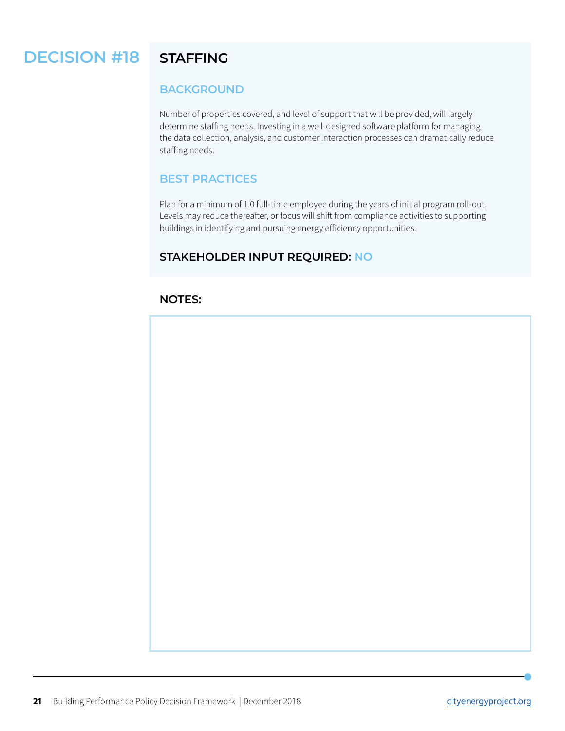# DECISION #18 STAFFING

## BACKGROUND

Number of properties covered, and level of support that will be provided, will largely determine staffing needs. Investing in a well-designed software platform for managing the data collection, analysis, and customer interaction processes can dramatically reduce staffing needs.

## BEST PRACTICES

Plan for a minimum of 1.0 full-time employee during the years of initial program roll-out. Levels may reduce thereafter, or focus will shift from compliance activities to supporting buildings in identifying and pursuing energy efficiency opportunities.

### STAKEHOLDER INPUT REQUIRED: NO

### NOTES: